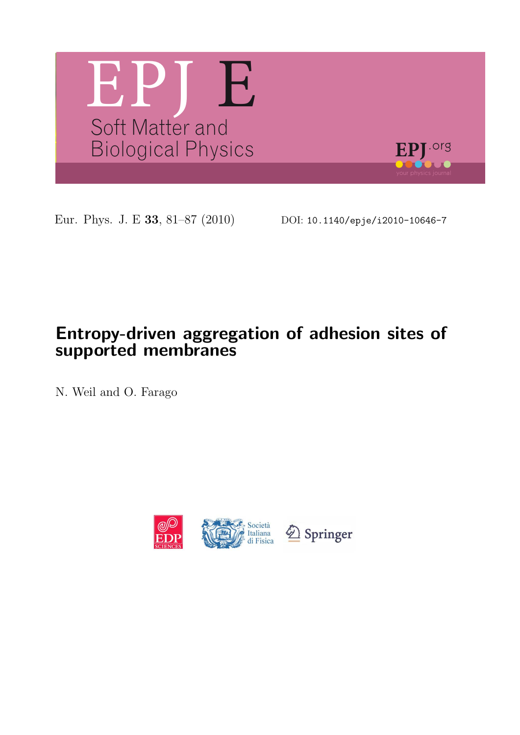# EPJ E

Soft Matter and Biological Physics

Eur. Phys. J. E **33**, 81–87 (2010) DOI: 10.1140/epje/i2010-10646-7

## Entropy-driven aggregation of adhesion sites of supported membranes

N. Weil and O. Farago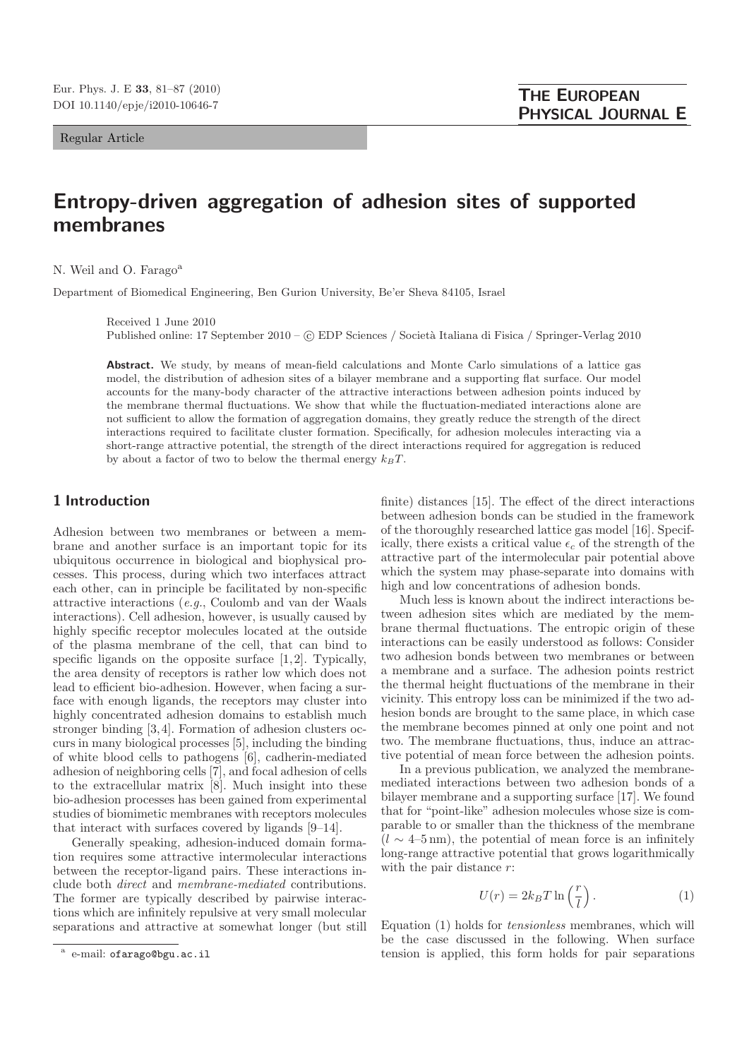Regular Article

# Entropy-driven aggregation of adhesion sites of supported membranes

N. Weil and O. Farago[a]

Department of Biomedical Engineering, Ben Gurion University, Be'er Sheva 84105, Israel

Received 1 June 2010
Published online: 17 September 2010 – © EDP Sciences / Società Italiana di Fisica / Springer-Verlag 2010

**Abstract.** We study, by means of mean-field calculations and Monte Carlo simulations of a lattice gas model, the distribution of adhesion sites of a bilayer membrane and a supporting flat surface. Our model accounts for the many-body character of the attractive interactions between adhesion points induced by the membrane thermal fluctuations. We show that while the fluctuation-mediated interactions alone are not sufficient to allow the formation of aggregation domains, they greatly reduce the strength of the direct interactions required to facilitate cluster formation. Specifically, for adhesion molecules interacting via a short-range attractive potential, the strength of the direct interactions required for aggregation is reduced by about a factor of two to below the thermal energy $k_BT$.

## 1 Introduction

Adhesion between two membranes or between a membrane and another surface is an important topic for its ubiquitous occurrence in biological and biophysical processes. This process, during which two interfaces attract each other, can in principle be facilitated by non-specific attractive interactions (*e.g.*, Coulomb and van der Waals interactions). Cell adhesion, however, is usually caused by highly specific receptor molecules located at the outside of the plasma membrane of the cell, that can bind to specific ligands on the opposite surface [1,2]. Typically, the area density of receptors is rather low which does not lead to efficient bio-adhesion. However, when facing a surface with enough ligands, the receptors may cluster into highly concentrated adhesion domains to establish much stronger binding [3,4]. Formation of adhesion clusters occurs in many biological processes [5], including the binding of white blood cells to pathogens [6], cadherin-mediated adhesion of neighboring cells [7], and focal adhesion of cells to the extracellular matrix [8]. Much insight into these bio-adhesion processes has been gained from experimental studies of biomimetic membranes with receptors molecules that interact with surfaces covered by ligands [9–14].

Generally speaking, adhesion-induced domain formation requires some attractive intermolecular interactions between the receptor-ligand pairs. These interactions include both *direct* and *membrane-mediated* contributions. The former are typically described by pairwise interactions which are infinitely repulsive at very small molecular separations and attractive at somewhat longer (but still finite) distances [15]. The effect of the direct interactions between adhesion bonds can be studied in the framework of the thoroughly researched lattice gas model [16]. Specifically, there exists a critical value $\epsilon_c$ of the strength of the attractive part of the intermolecular pair potential above which the system may phase-separate into domains with high and low concentrations of adhesion bonds.

Much less is known about the indirect interactions between adhesion sites which are mediated by the membrane thermal fluctuations. The entropic origin of these interactions can be easily understood as follows: Consider two adhesion bonds between two membranes or between a membrane and a surface. The adhesion points restrict the thermal height fluctuations of the membrane in their vicinity. This entropy loss can be minimized if the two adhesion bonds are brought to the same place, in which case the membrane becomes pinned at only one point and not two. The membrane fluctuations, thus, induce an attractive potential of mean force between the adhesion points.

In a previous publication, we analyzed the membrane-mediated interactions between two adhesion bonds of a bilayer membrane and a supporting surface [17]. We found that for "point-like" adhesion molecules whose size is comparable to or smaller than the thickness of the membrane ($l \sim 4$–$5\,\mathrm{nm}$), the potential of mean force is an infinitely long-range attractive potential that grows logarithmically with the pair distance $r$:

$$U(r) = 2k_BT \ln\left(\frac{r}{l}\right). \tag{1}$$

Equation (1) holds for *tensionless* membranes, which will be the case discussed in the following. When surface tension is applied, this form holds for pair separations

[a] e-mail: ofarago@bgu.ac.il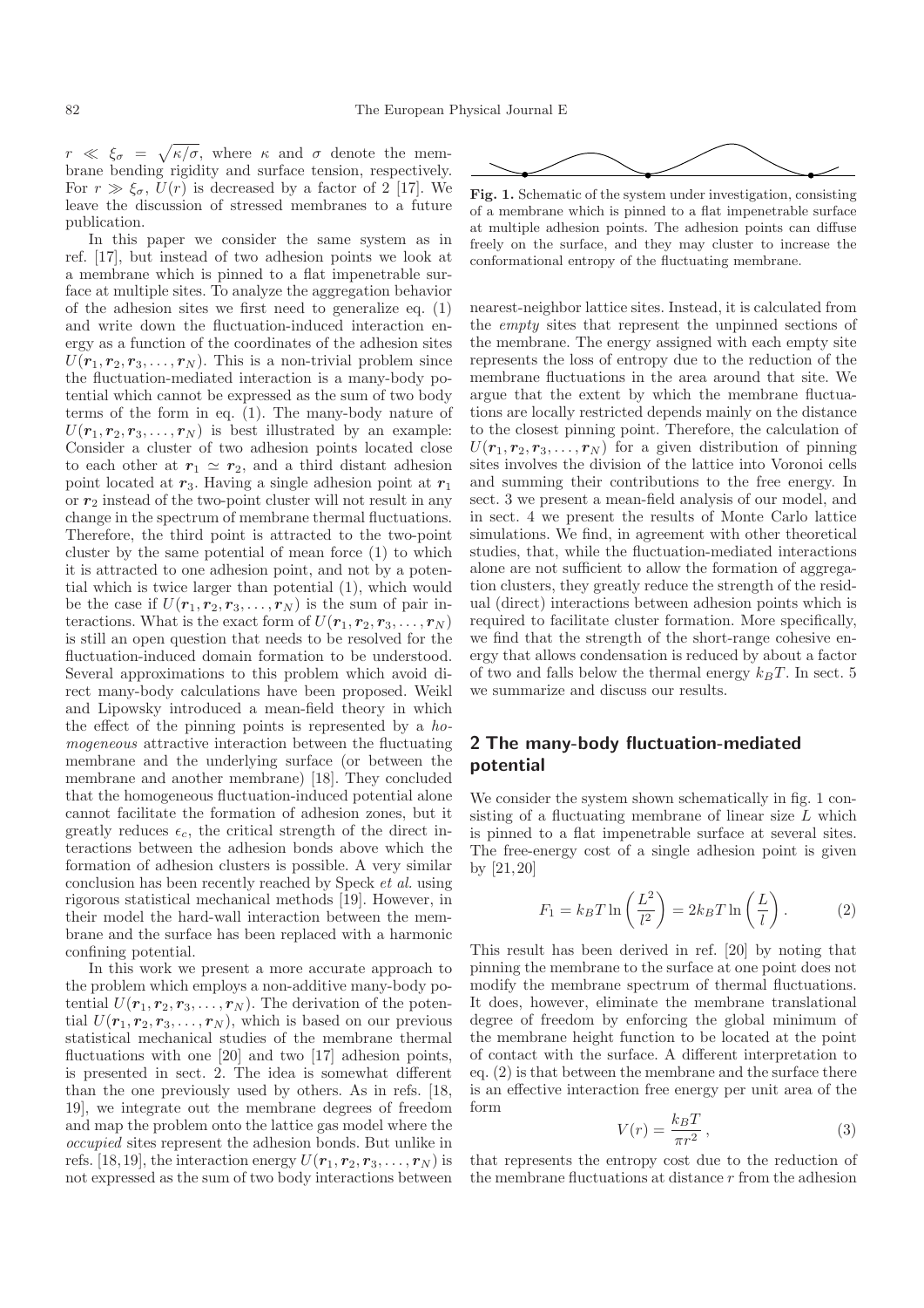$r \ll \xi_\sigma = \sqrt{\kappa/\sigma}$, where $\kappa$ and $\sigma$ denote the membrane bending rigidity and surface tension, respectively. For $r \gg \xi_\sigma$, $U(r)$ is decreased by a factor of 2 [17]. We leave the discussion of stressed membranes to a future publication.

In this paper we consider the same system as in ref. [17], but instead of two adhesion points we look at a membrane which is pinned to a flat impenetrable surface at multiple sites. To analyze the aggregation behavior of the adhesion sites we first need to generalize eq. (1) and write down the fluctuation-induced interaction energy as a function of the coordinates of the adhesion sites $U(\boldsymbol{r}_1, \boldsymbol{r}_2, \boldsymbol{r}_3, \ldots, \boldsymbol{r}_N)$. This is a non-trivial problem since the fluctuation-mediated interaction is a many-body potential which cannot be expressed as the sum of two body terms of the form in eq. (1). The many-body nature of $U(\boldsymbol{r}_1, \boldsymbol{r}_2, \boldsymbol{r}_3, \ldots, \boldsymbol{r}_N)$ is best illustrated by an example: Consider a cluster of two adhesion points located close to each other at $\boldsymbol{r}_1 \simeq \boldsymbol{r}_2$, and a third distant adhesion point located at $\boldsymbol{r}_3$. Having a single adhesion point at $\boldsymbol{r}_1$ or $\boldsymbol{r}_2$ instead of the two-point cluster will not result in any change in the spectrum of membrane thermal fluctuations. Therefore, the third point is attracted to the two-point cluster by the same potential of mean force (1) to which it is attracted to one adhesion point, and not by a potential which is twice larger than potential (1), which would be the case if $U(\boldsymbol{r}_1, \boldsymbol{r}_2, \boldsymbol{r}_3, \ldots, \boldsymbol{r}_N)$ is the sum of pair interactions. What is the exact form of $U(\boldsymbol{r}_1, \boldsymbol{r}_2, \boldsymbol{r}_3, \ldots, \boldsymbol{r}_N)$ is still an open question that needs to be resolved for the fluctuation-induced domain formation to be understood. Several approximations to this problem which avoid direct many-body calculations have been proposed. Weikl and Lipowsky introduced a mean-field theory in which the effect of the pinning points is represented by a *homogeneous* attractive interaction between the fluctuating membrane and the underlying surface (or between the membrane and another membrane) [18]. They concluded that the homogeneous fluctuation-induced potential alone cannot facilitate the formation of adhesion zones, but it greatly reduces $\epsilon_c$, the critical strength of the direct interactions between the adhesion bonds above which the formation of adhesion clusters is possible. A very similar conclusion has been recently reached by Speck *et al.* using rigorous statistical mechanical methods [19]. However, in their model the hard-wall interaction between the membrane and the surface has been replaced with a harmonic confining potential.

In this work we present a more accurate approach to the problem which employs a non-additive many-body potential $U(\boldsymbol{r}_1, \boldsymbol{r}_2, \boldsymbol{r}_3, \ldots, \boldsymbol{r}_N)$. The derivation of the potential $U(\boldsymbol{r}_1, \boldsymbol{r}_2, \boldsymbol{r}_3, \ldots, \boldsymbol{r}_N)$, which is based on our previous statistical mechanical studies of the membrane thermal fluctuations with one [20] and two [17] adhesion points, is presented in sect. 2. The idea is somewhat different than the one previously used by others. As in refs. [18, 19], we integrate out the membrane degrees of freedom and map the problem onto the lattice gas model where the *occupied* sites represent the adhesion bonds. But unlike in refs. [18,19], the interaction energy $U(\boldsymbol{r}_1, \boldsymbol{r}_2, \boldsymbol{r}_3, \ldots, \boldsymbol{r}_N)$ is not expressed as the sum of two body interactions between nearest-neighbor lattice sites. Instead, it is calculated from the *empty* sites that represent the unpinned sections of the membrane. The energy assigned with each empty site represents the loss of entropy due to the reduction of the membrane fluctuations in the area around that site. We argue that the extent by which the membrane fluctuations are locally restricted depends mainly on the distance to the closest pinning point. Therefore, the calculation of $U(\boldsymbol{r}_1, \boldsymbol{r}_2, \boldsymbol{r}_3, \ldots, \boldsymbol{r}_N)$ for a given distribution of pinning sites involves the division of the lattice into Voronoi cells and summing their contributions to the free energy. In sect. 3 we present a mean-field analysis of our model, and in sect. 4 we present the results of Monte Carlo lattice simulations. We find, in agreement with other theoretical studies, that, while the fluctuation-mediated interactions alone are not sufficient to allow the formation of aggregation clusters, they greatly reduce the strength of the residual (direct) interactions between adhesion points which is required to facilitate cluster formation. More specifically, we find that the strength of the short-range cohesive energy that allows condensation is reduced by about a factor of two and falls below the thermal energy $k_BT$. In sect. 5 we summarize and discuss our results.

**Fig. 1.** Schematic of the system under investigation, consisting of a membrane which is pinned to a flat impenetrable surface at multiple adhesion points. The adhesion points can diffuse freely on the surface, and they may cluster to increase the conformational entropy of the fluctuating membrane.

## 2 The many-body fluctuation-mediated potential

We consider the system shown schematically in fig. 1 consisting of a fluctuating membrane of linear size $L$ which is pinned to a flat impenetrable surface at several sites. The free-energy cost of a single adhesion point is given by [21,20]

$$F_1 = k_BT \ln\left(\frac{L^2}{l^2}\right) = 2k_BT \ln\left(\frac{L}{l}\right). \tag{2}$$

This result has been derived in ref. [20] by noting that pinning the membrane to the surface at one point does not modify the membrane spectrum of thermal fluctuations. It does, however, eliminate the membrane translational degree of freedom by enforcing the global minimum of the membrane height function to be located at the point of contact with the surface. A different interpretation to eq. (2) is that between the membrane and the surface there is an effective interaction free energy per unit area of the form

$$V(r) = \frac{k_BT}{\pi r^2}, \tag{3}$$

that represents the entropy cost due to the reduction of the membrane fluctuations at distance $r$ from the adhesion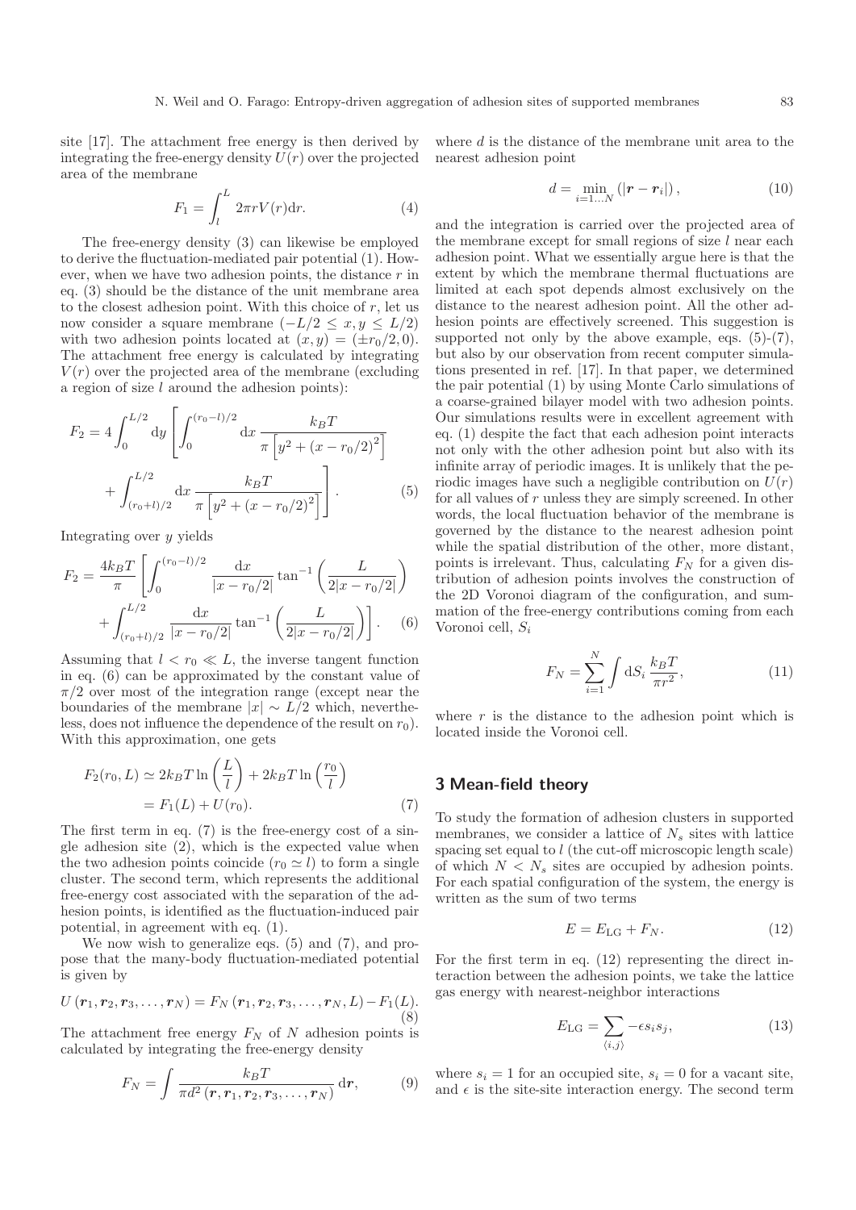site [17]. The attachment free energy is then derived by integrating the free-energy density $U(r)$ over the projected area of the membrane

$$F_1 = \int_l^L 2\pi r V(r) \mathrm{d}r. \tag{4}$$

The free-energy density (3) can likewise be employed to derive the fluctuation-mediated pair potential (1). However, when we have two adhesion points, the distance $r$ in eq. (3) should be the distance of the unit membrane area to the closest adhesion point. With this choice of $r$, let us now consider a square membrane $(-L/2 \le x, y \le L/2)$ with two adhesion points located at $(x,y) = (\pm r_0/2, 0)$. The attachment free energy is calculated by integrating $V(r)$ over the projected area of the membrane (excluding a region of size $l$ around the adhesion points):

$$F_2 = 4\int_0^{L/2} \mathrm{d}y \left[ \int_0^{(r_0-l)/2} \mathrm{d}x \, \frac{k_BT}{\pi\left[y^2 + (x - r_0/2)^2\right]} + \int_{(r_0+l)/2}^{L/2} \mathrm{d}x \, \frac{k_BT}{\pi\left[y^2 + (x - r_0/2)^2\right]} \right]. \tag{5}$$

Integrating over $y$ yields

$$F_2 = \frac{4k_BT}{\pi} \left[ \int_0^{(r_0-l)/2} \frac{\mathrm{d}x}{|x - r_0/2|} \tan^{-1}\left(\frac{L}{2|x - r_0/2|}\right) + \int_{(r_0+l)/2}^{L/2} \frac{\mathrm{d}x}{|x - r_0/2|} \tan^{-1}\left(\frac{L}{2|x - r_0/2|}\right) \right]. \tag{6}$$

Assuming that $l < r_0 \ll L$, the inverse tangent function in eq. (6) can be approximated by the constant value of $\pi/2$ over most of the integration range (except near the boundaries of the membrane $|x| \sim L/2$ which, nevertheless, does not influence the dependence of the result on $r_0$). With this approximation, one gets

$$\begin{aligned} F_2(r_0, L) &\simeq 2k_BT \ln\left(\frac{L}{l}\right) + 2k_BT \ln\left(\frac{r_0}{l}\right) \\ &= F_1(L) + U(r_0). \end{aligned} \tag{7}$$

The first term in eq. (7) is the free-energy cost of a single adhesion site (2), which is the expected value when the two adhesion points coincide ($r_0 \simeq l$) to form a single cluster. The second term, which represents the additional free-energy cost associated with the separation of the adhesion points, is identified as the fluctuation-induced pair potential, in agreement with eq. (1).

We now wish to generalize eqs. (5) and (7), and propose that the many-body fluctuation-mediated potential is given by

$$U(\boldsymbol{r}_1, \boldsymbol{r}_2, \boldsymbol{r}_3, \ldots, \boldsymbol{r}_N) = F_N(\boldsymbol{r}_1, \boldsymbol{r}_2, \boldsymbol{r}_3, \ldots, \boldsymbol{r}_N, L) - F_1(L). \tag{8}$$

The attachment free energy $F_N$ of $N$ adhesion points is calculated by integrating the free-energy density

$$F_N = \int \frac{k_BT}{\pi d^2(\boldsymbol{r}, \boldsymbol{r}_1, \boldsymbol{r}_2, \boldsymbol{r}_3, \ldots, \boldsymbol{r}_N)} \mathrm{d}\boldsymbol{r}, \tag{9}$$

where $d$ is the distance of the membrane unit area to the nearest adhesion point

$$d = \min_{i=1\ldots N}(|\boldsymbol{r} - \boldsymbol{r}_i|), \tag{10}$$

and the integration is carried over the projected area of the membrane except for small regions of size $l$ near each adhesion point. What we essentially argue here is that the extent by which the membrane thermal fluctuations are limited at each spot depends almost exclusively on the distance to the nearest adhesion point. All the other adhesion points are effectively screened. This suggestion is supported not only by the above example, eqs. (5)-(7), but also by our observation from recent computer simulations presented in ref. [17]. In that paper, we determined the pair potential (1) by using Monte Carlo simulations of a coarse-grained bilayer model with two adhesion points. Our simulations results were in excellent agreement with eq. (1) despite the fact that each adhesion point interacts not only with the other adhesion point but also with its infinite array of periodic images. It is unlikely that the periodic images have such a negligible contribution on $U(r)$ for all values of $r$ unless they are simply screened. In other words, the local fluctuation behavior of the membrane is governed by the distance to the nearest adhesion point while the spatial distribution of the other, more distant, points is irrelevant. Thus, calculating $F_N$ for a given distribution of adhesion points involves the construction of the 2D Voronoi diagram of the configuration, and summation of the free-energy contributions coming from each Voronoi cell, $S_i$

$$F_N = \sum_{i=1}^{N} \int \mathrm{d}S_i \, \frac{k_BT}{\pi r^2}, \tag{11}$$

where $r$ is the distance to the adhesion point which is located inside the Voronoi cell.

## 3 Mean-field theory

To study the formation of adhesion clusters in supported membranes, we consider a lattice of $N_s$ sites with lattice spacing set equal to $l$ (the cut-off microscopic length scale) of which $N < N_s$ sites are occupied by adhesion points. For each spatial configuration of the system, the energy is written as the sum of two terms

$$E = E_{\mathrm{LG}} + F_N. \tag{12}$$

For the first term in eq. (12) representing the direct interaction between the adhesion points, we take the lattice gas energy with nearest-neighbor interactions

$$E_{\mathrm{LG}} = \sum_{\langle i,j \rangle} -\epsilon s_i s_j, \tag{13}$$

where $s_i = 1$ for an occupied site, $s_i = 0$ for a vacant site, and $\epsilon$ is the site-site interaction energy. The second term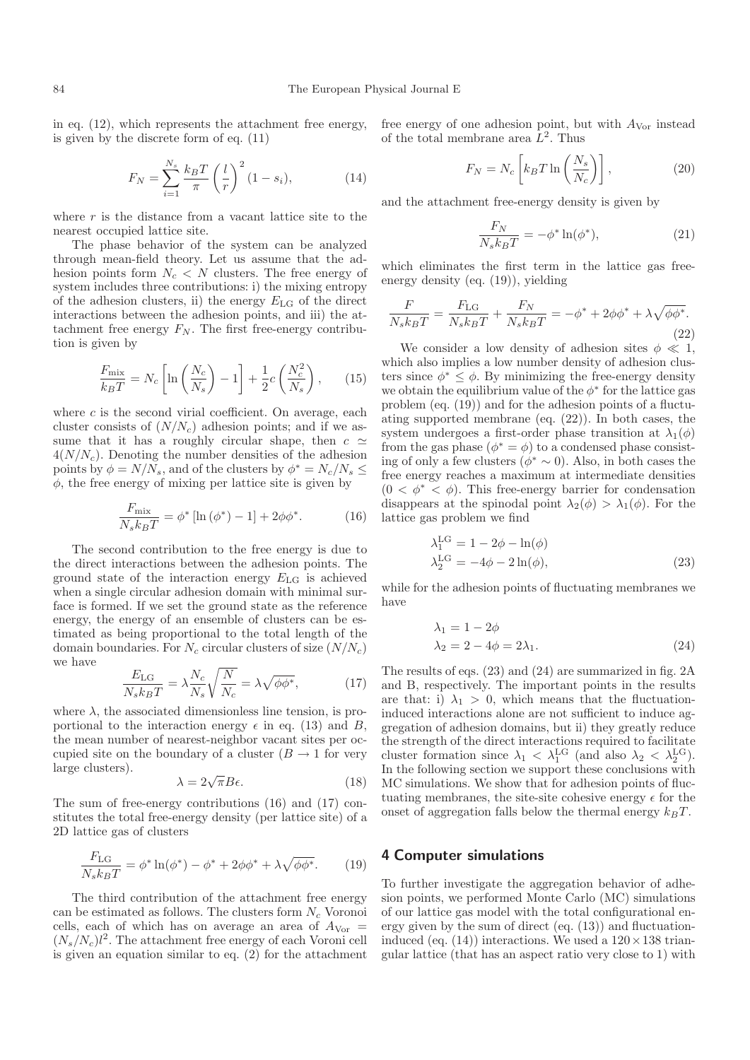in eq. (12), which represents the attachment free energy, is given by the discrete form of eq. (11)

$$F_N = \sum_{i=1}^{N_s} \frac{k_B T}{\pi} \left(\frac{l}{r}\right)^2 (1 - s_i), \tag{14}$$

where $r$ is the distance from a vacant lattice site to the nearest occupied lattice site.

The phase behavior of the system can be analyzed through mean-field theory. Let us assume that the adhesion points form $N_c < N$ clusters. The free energy of system includes three contributions: i) the mixing entropy of the adhesion clusters, ii) the energy $E_{\rm LG}$ of the direct interactions between the adhesion points, and iii) the attachment free energy $F_N$. The first free-energy contribution is given by

$$\frac{F_{\rm mix}}{k_B T} = N_c \left[\ln\left(\frac{N_c}{N_s}\right) - 1\right] + \frac{1}{2} c \left(\frac{N_c^2}{N_s}\right), \tag{15}$$

where $c$ is the second virial coefficient. On average, each cluster consists of $(N/N_c)$ adhesion points; and if we assume that it has a roughly circular shape, then $c \simeq 4(N/N_c)$. Denoting the number densities of the adhesion points by $\phi = N/N_s$, and of the clusters by $\phi^* = N_c/N_s \leq \phi$, the free energy of mixing per lattice site is given by

$$\frac{F_{\rm mix}}{N_s k_B T} = \phi^* \left[\ln(\phi^*) - 1\right] + 2\phi\phi^*. \tag{16}$$

The second contribution to the free energy is due to the direct interactions between the adhesion points. The ground state of the interaction energy $E_{\rm LG}$ is achieved when a single circular adhesion domain with minimal surface is formed. If we set the ground state as the reference energy, the energy of an ensemble of clusters can be estimated as being proportional to the total length of the domain boundaries. For $N_c$ circular clusters of size $(N/N_c)$ we have

$$\frac{E_{\rm LG}}{N_s k_B T} = \lambda \frac{N_c}{N_s} \sqrt{\frac{N}{N_c}} = \lambda \sqrt{\phi\phi^*}, \tag{17}$$

where $\lambda$, the associated dimensionless line tension, is proportional to the interaction energy $\epsilon$ in eq. (13) and $B$, the mean number of nearest-neighbor vacant sites per occupied site on the boundary of a cluster ($B \to 1$ for very large clusters).

$$\lambda = 2\sqrt{\pi} B \epsilon. \tag{18}$$

The sum of free-energy contributions (16) and (17) constitutes the total free-energy density (per lattice site) of a 2D lattice gas of clusters

$$\frac{F_{\rm LG}}{N_s k_B T} = \phi^* \ln(\phi^*) - \phi^* + 2\phi\phi^* + \lambda\sqrt{\phi\phi^*}. \tag{19}$$

The third contribution of the attachment free energy can be estimated as follows. The clusters form $N_c$ Voronoi cells, each of which has on average an area of $A_{\rm Vor} = (N_s/N_c) l^2$. The attachment free energy of each Voroni cell is given an equation similar to eq. (2) for the attachment free energy of one adhesion point, but with $A_{\rm Vor}$ instead of the total membrane area $L^2$. Thus

$$F_N = N_c \left[k_B T \ln\left(\frac{N_s}{N_c}\right)\right], \tag{20}$$

and the attachment free-energy density is given by

$$\frac{F_N}{N_s k_B T} = -\phi^* \ln(\phi^*), \tag{21}$$

which eliminates the first term in the lattice gas free-energy density (eq. (19)), yielding

$$\frac{F}{N_s k_B T} = \frac{F_{\rm LG}}{N_s k_B T} + \frac{F_N}{N_s k_B T} = -\phi^* + 2\phi\phi^* + \lambda\sqrt{\phi\phi^*}. \tag{22}$$

We consider a low density of adhesion sites $\phi \ll 1$, which also implies a low number density of adhesion clusters since $\phi^* \leq \phi$. By minimizing the free-energy density we obtain the equilibrium value of the $\phi^*$ for the lattice gas problem (eq. (19)) and for the adhesion points of a fluctuating supported membrane (eq. (22)). In both cases, the system undergoes a first-order phase transition at $\lambda_1(\phi)$ from the gas phase ($\phi^* = \phi$) to a condensed phase consisting of only a few clusters ($\phi^* \sim 0$). Also, in both cases the free energy reaches a maximum at intermediate densities ($0 < \phi^* < \phi$). This free-energy barrier for condensation disappears at the spinodal point $\lambda_2(\phi) > \lambda_1(\phi)$. For the lattice gas problem we find

$$\begin{aligned} \lambda_1^{\rm LG} &= 1 - 2\phi - \ln(\phi) \\ \lambda_2^{\rm LG} &= -4\phi - 2\ln(\phi), \end{aligned} \tag{23}$$

while for the adhesion points of fluctuating membranes we have

$$\begin{aligned} \lambda_1 &= 1 - 2\phi \\ \lambda_2 &= 2 - 4\phi = 2\lambda_1. \end{aligned} \tag{24}$$

The results of eqs. (23) and (24) are summarized in fig. 2A and B, respectively. The important points in the results are that: i) $\lambda_1 > 0$, which means that the fluctuation-induced interactions alone are not sufficient to induce aggregation of adhesion domains, but ii) they greatly reduce the strength of the direct interactions required to facilitate cluster formation since $\lambda_1 < \lambda_1^{\rm LG}$ (and also $\lambda_2 < \lambda_2^{\rm LG}$). In the following section we support these conclusions with MC simulations. We show that for adhesion points of fluctuating membranes, the site-site cohesive energy $\epsilon$ for the onset of aggregation falls below the thermal energy $k_B T$.

## 4 Computer simulations

To further investigate the aggregation behavior of adhesion points, we performed Monte Carlo (MC) simulations of our lattice gas model with the total configurational energy given by the sum of direct (eq. (13)) and fluctuation-induced (eq. (14)) interactions. We used a $120 \times 138$ triangular lattice (that has an aspect ratio very close to 1) with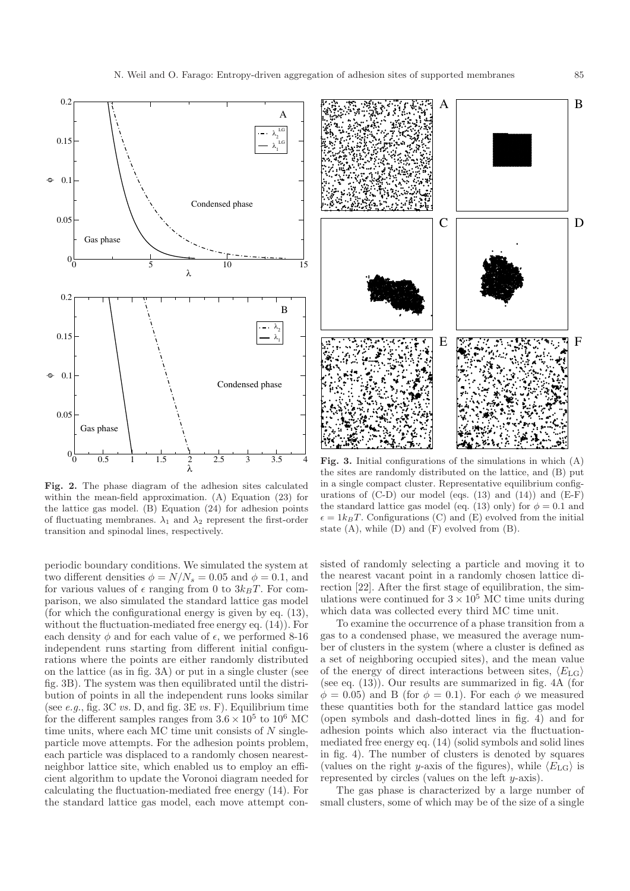**Fig. 2.** The phase diagram of the adhesion sites calculated within the mean-field approximation. (A) Equation (23) for the lattice gas model. (B) Equation (24) for adhesion points of fluctuating membranes. $\lambda_1$ and $\lambda_2$ represent the first-order transition and spinodal lines, respectively.

**Fig. 3.** Initial configurations of the simulations in which (A) the sites are randomly distributed on the lattice, and (B) put in a single compact cluster. Representative equilibrium configurations of (C-D) our model (eqs. (13) and (14)) and (E-F) the standard lattice gas model (eq. (13) only) for $\phi = 0.1$ and $\epsilon = 1k_BT$. Configurations (C) and (E) evolved from the initial state (A), while (D) and (F) evolved from (B).

periodic boundary conditions. We simulated the system at two different densities $\phi = N/N_s = 0.05$ and $\phi = 0.1$, and for various values of $\epsilon$ ranging from 0 to $3k_BT$. For comparison, we also simulated the standard lattice gas model (for which the configurational energy is given by eq. (13), without the fluctuation-mediated free energy eq. (14)). For each density $\phi$ and for each value of $\epsilon$, we performed 8-16 independent runs starting from different initial configurations where the points are either randomly distributed on the lattice (as in fig. 3A) or put in a single cluster (see fig. 3B). The system was then equilibrated until the distribution of points in all the independent runs looks similar (see *e.g.*, fig. 3C *vs.* D, and fig. 3E *vs.* F). Equilibrium time for the different samples ranges from $3.6 \times 10^5$ to $10^6$ MC time units, where each MC time unit consists of $N$ single-particle move attempts. For the adhesion points problem, each particle was displaced to a randomly chosen nearest-neighbor lattice site, which enabled us to employ an efficient algorithm to update the Voronoi diagram needed for calculating the fluctuation-mediated free energy (14). For the standard lattice gas model, each move attempt consisted of randomly selecting a particle and moving it to the nearest vacant point in a randomly chosen lattice direction [22]. After the first stage of equilibration, the simulations were continued for $3 \times 10^5$ MC time units during which data was collected every third MC time unit.

To examine the occurrence of a phase transition from a gas to a condensed phase, we measured the average number of clusters in the system (where a cluster is defined as a set of neighboring occupied sites), and the mean value of the energy of direct interactions between sites, $\langle E_{\mathrm{LG}} \rangle$ (see eq. (13)). Our results are summarized in fig. 4A (for $\phi = 0.05$) and B (for $\phi = 0.1$). For each $\phi$ we measured these quantities both for the standard lattice gas model (open symbols and dash-dotted lines in fig. 4) and for adhesion points which also interact via the fluctuation-mediated free energy eq. (14) (solid symbols and solid lines in fig. 4). The number of clusters is denoted by squares (values on the right $y$-axis of the figures), while $\langle E_{\mathrm{LG}} \rangle$ is represented by circles (values on the left $y$-axis).

The gas phase is characterized by a large number of small clusters, some of which may be of the size of a single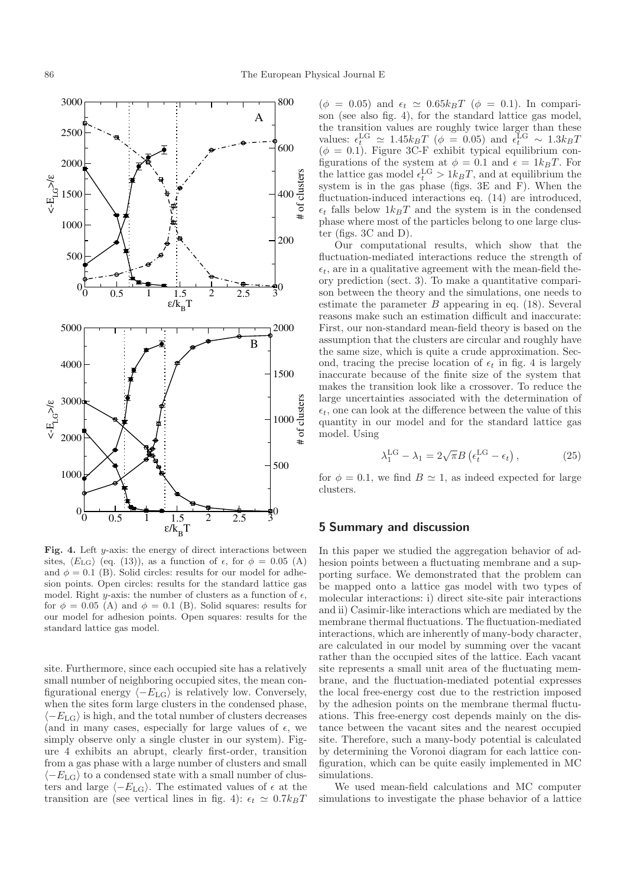Fig. 4. Left $y$-axis: the energy of direct interactions between sites, $\langle E_{\rm LG}\rangle$ (eq. (13)), as a function of $\epsilon$, for $\phi = 0.05$ (A) and $\phi = 0.1$ (B). Solid circles: results for our model for adhesion points. Open circles: results for the standard lattice gas model. Right $y$-axis: the number of clusters as a function of $\epsilon$, for $\phi = 0.05$ (A) and $\phi = 0.1$ (B). Solid squares: results for our model for adhesion points. Open squares: results for the standard lattice gas model.

site. Furthermore, since each occupied site has a relatively small number of neighboring occupied sites, the mean configurational energy $\langle -E_{\rm LG}\rangle$ is relatively low. Conversely, when the sites form large clusters in the condensed phase, $\langle -E_{\rm LG}\rangle$ is high, and the total number of clusters decreases (and in many cases, especially for large values of $\epsilon$, we simply observe only a single cluster in our system). Figure 4 exhibits an abrupt, clearly first-order, transition from a gas phase with a large number of clusters and small $\langle -E_{\rm LG}\rangle$ to a condensed state with a small number of clusters and large $\langle -E_{\rm LG}\rangle$. The estimated values of $\epsilon$ at the transition are (see vertical lines in fig. 4): $\epsilon_t \simeq 0.7k_BT$ ($\phi = 0.05$) and $\epsilon_t \simeq 0.65k_BT$ ($\phi = 0.1$). In comparison (see also fig. 4), for the standard lattice gas model, the transition values are roughly twice larger than these values: $\epsilon_t^{\rm LG} \simeq 1.45k_BT$ ($\phi = 0.05$) and $\epsilon_t^{\rm LG} \sim 1.3k_BT$ ($\phi = 0.1$). Figure 3C-F exhibit typical equilibrium configurations of the system at $\phi = 0.1$ and $\epsilon = 1k_BT$. For the lattice gas model $\epsilon_t^{\rm LG} > 1k_BT$, and at equilibrium the system is in the gas phase (figs. 3E and F). When the fluctuation-induced interactions eq. (14) are introduced, $\epsilon_t$ falls below $1k_BT$ and the system is in the condensed phase where most of the particles belong to one large cluster (figs. 3C and D).

Our computational results, which show that the fluctuation-mediated interactions reduce the strength of $\epsilon_t$, are in a qualitative agreement with the mean-field theory prediction (sect. 3). To make a quantitative comparison between the theory and the simulations, one needs to estimate the parameter $B$ appearing in eq. (18). Several reasons make such an estimation difficult and inaccurate: First, our non-standard mean-field theory is based on the assumption that the clusters are circular and roughly have the same size, which is quite a crude approximation. Second, tracing the precise location of $\epsilon_t$ in fig. 4 is largely inaccurate because of the finite size of the system that makes the transition look like a crossover. To reduce the large uncertainties associated with the determination of $\epsilon_t$, one can look at the difference between the value of this quantity in our model and for the standard lattice gas model. Using

$$\lambda_1^{\rm LG} - \lambda_1 = 2\sqrt{\pi}B\left(\epsilon_t^{\rm LG} - \epsilon_t\right), \tag{25}$$

for $\phi = 0.1$, we find $B \simeq 1$, as indeed expected for large clusters.

## 5 Summary and discussion

In this paper we studied the aggregation behavior of adhesion points between a fluctuating membrane and a supporting surface. We demonstrated that the problem can be mapped onto a lattice gas model with two types of molecular interactions: i) direct site-site pair interactions and ii) Casimir-like interactions which are mediated by the membrane thermal fluctuations. The fluctuation-mediated interactions, which are inherently of many-body character, are calculated in our model by summing over the vacant rather than the occupied sites of the lattice. Each vacant site represents a small unit area of the fluctuating membrane, and the fluctuation-mediated potential expresses the local free-energy cost due to the restriction imposed by the adhesion points on the membrane thermal fluctuations. This free-energy cost depends mainly on the distance between the vacant sites and the nearest occupied site. Therefore, such a many-body potential is calculated by determining the Voronoi diagram for each lattice configuration, which can be quite easily implemented in MC simulations.

We used mean-field calculations and MC computer simulations to investigate the phase behavior of a lattice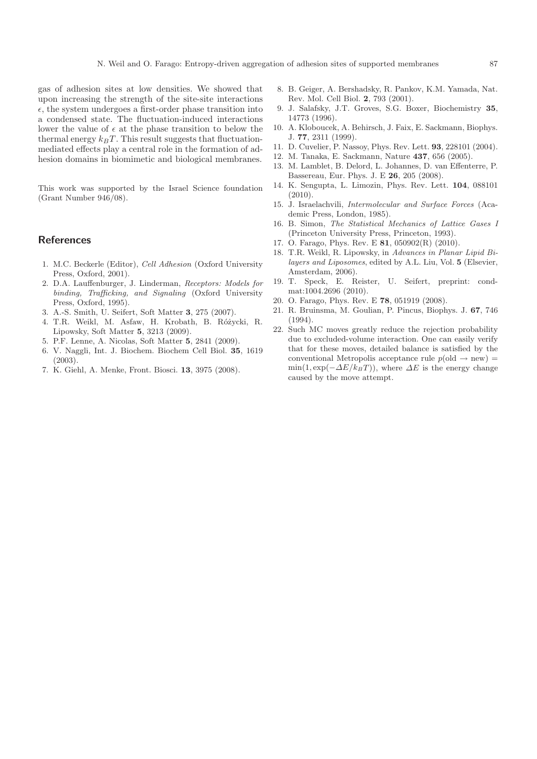gas of adhesion sites at low densities. We showed that upon increasing the strength of the site-site interactions $\epsilon$, the system undergoes a first-order phase transition into a condensed state. The fluctuation-induced interactions lower the value of $\epsilon$ at the phase transition to below the thermal energy $k_BT$. This result suggests that fluctuation-mediated effects play a central role in the formation of adhesion domains in biomimetic and biological membranes.

This work was supported by the Israel Science foundation (Grant Number 946/08).

## References

1. M.C. Beckerle (Editor), *Cell Adhesion* (Oxford University Press, Oxford, 2001).
2. D.A. Lauffenburger, J. Linderman, *Receptors: Models for binding, Trafficking, and Signaling* (Oxford University Press, Oxford, 1995).
3. A.-S. Smith, U. Seifert, Soft Matter **3**, 275 (2007).
4. T.R. Weikl, M. Asfaw, H. Krobath, B. Różycki, R. Lipowsky, Soft Matter **5**, 3213 (2009).
5. P.F. Lenne, A. Nicolas, Soft Matter **5**, 2841 (2009).
6. V. Naggli, Int. J. Biochem. Biochem Cell Biol. **35**, 1619 (2003).
7. K. Giehl, A. Menke, Front. Biosci. **13**, 3975 (2008).
8. B. Geiger, A. Bershadsky, R. Pankov, K.M. Yamada, Nat. Rev. Mol. Cell Biol. **2**, 793 (2001).
9. J. Salafsky, J.T. Groves, S.G. Boxer, Biochemistry **35**, 14773 (1996).
10. A. Kloboucek, A. Behirsch, J. Faix, E. Sackmann, Biophys. J. **77**, 2311 (1999).
11. D. Cuvelier, P. Nassoy, Phys. Rev. Lett. **93**, 228101 (2004).
12. M. Tanaka, E. Sackmann, Nature **437**, 656 (2005).
13. M. Lamblet, B. Delord, L. Johannes, D. van Effenterre, P. Bassereau, Eur. Phys. J. E **26**, 205 (2008).
14. K. Sengupta, L. Limozin, Phys. Rev. Lett. **104**, 088101 (2010).
15. J. Israelachvili, *Intermolecular and Surface Forces* (Academic Press, London, 1985).
16. B. Simon, *The Statistical Mechanics of Lattice Gases I* (Princeton University Press, Princeton, 1993).
17. O. Farago, Phys. Rev. E **81**, 050902(R) (2010).
18. T.R. Weikl, R. Lipowsky, in *Advances in Planar Lipid Bilayers and Liposomes*, edited by A.L. Liu, Vol. **5** (Elsevier, Amsterdam, 2006).
19. T. Speck, E. Reister, U. Seifert, preprint: cond-mat:1004.2696 (2010).
20. O. Farago, Phys. Rev. E **78**, 051919 (2008).
21. R. Bruinsma, M. Goulian, P. Pincus, Biophys. J. **67**, 746 (1994).
22. Such MC moves greatly reduce the rejection probability due to excluded-volume interaction. One can easily verify that for these moves, detailed balance is satisfied by the conventional Metropolis acceptance rule $p(\text{old} \rightarrow \text{new}) = \min(1, \exp(-\Delta E/k_BT))$, where $\Delta E$ is the energy change caused by the move attempt.